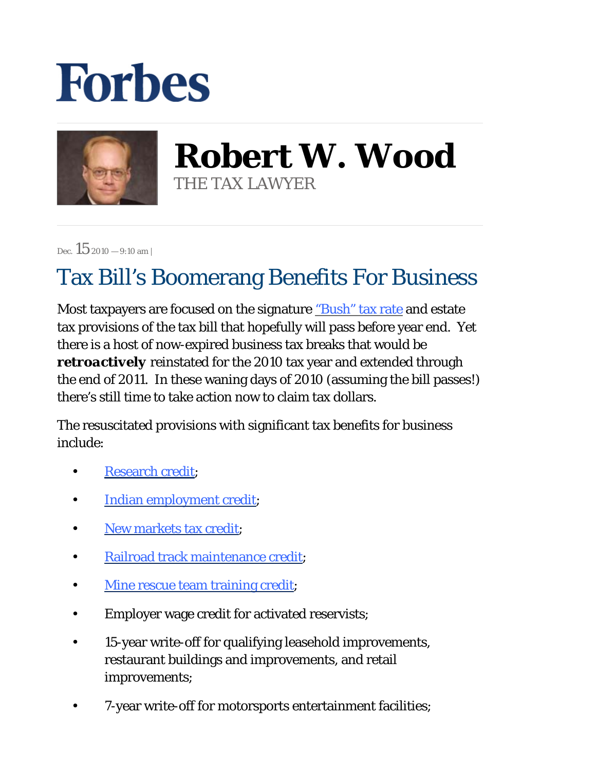# Forbes

## Robert W. Wood

THE TAX LAWYER

Dec. 15 2010 — 9:10 am |

# Tax Bill's Boomerang Benefits For Business

Most taxpayers are focused on the signature "Bush" tax rate and estate tax provisions of the tax bill that hopefully will pass before year end. Yet there is a host of now-expired business tax breaks that would be ***retroactively*** reinstated for the 2010 tax year and extended through the end of 2011. In these waning days of 2010 (assuming the bill passes!) there's still time to take action now to claim tax dollars.

The resuscitated provisions with significant tax benefits for business include:

- Research credit;
- Indian employment credit;
- New markets tax credit;
- Railroad track maintenance credit;
- Mine rescue team training credit;
- Employer wage credit for activated reservists;
- 15-year write-off for qualifying leasehold improvements, restaurant buildings and improvements, and retail improvements;
- 7-year write-off for motorsports entertainment facilities;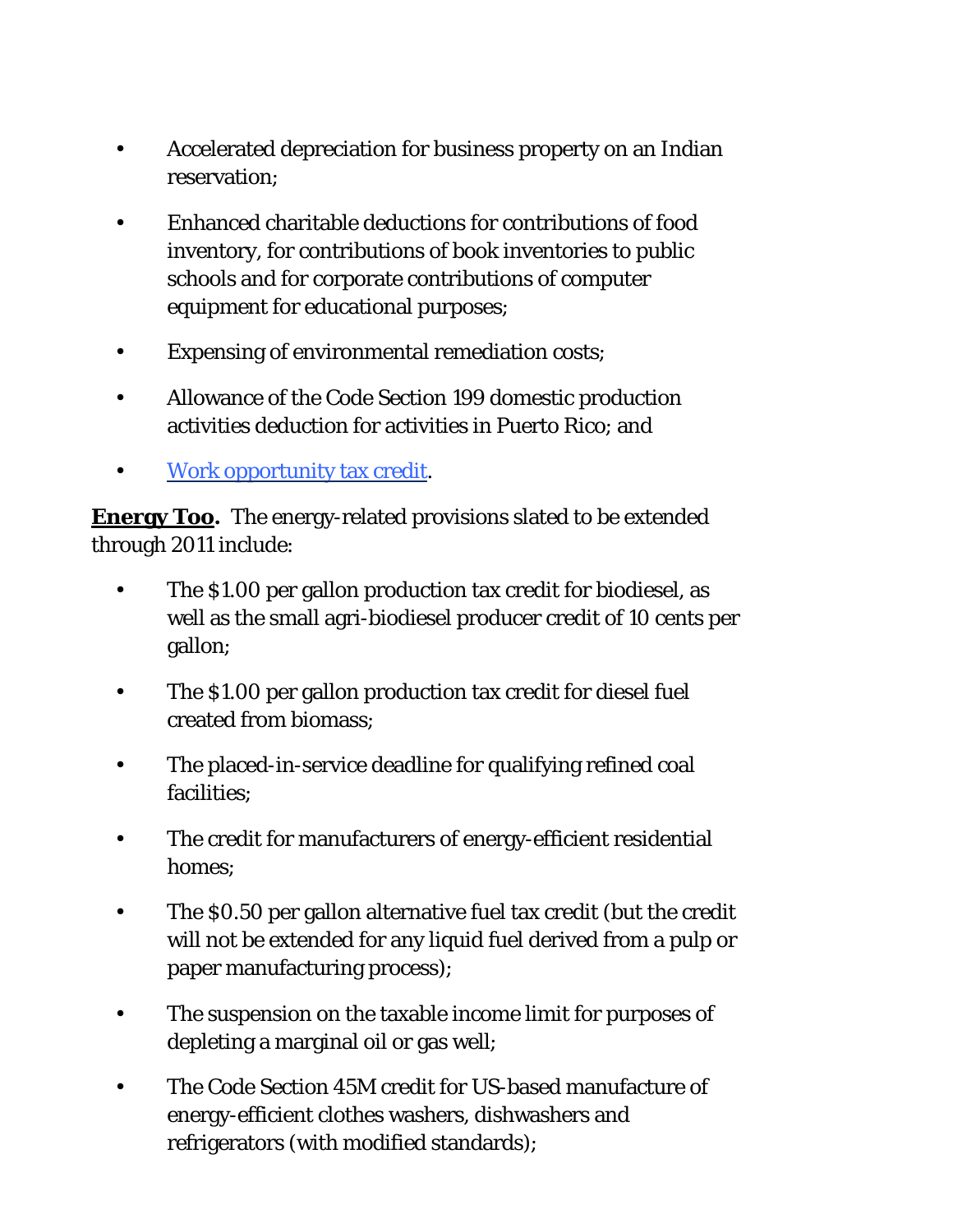- Accelerated depreciation for business property on an Indian reservation;
- Enhanced charitable deductions for contributions of food inventory, for contributions of book inventories to public schools and for corporate contributions of computer equipment for educational purposes;
- Expensing of environmental remediation costs;
- Allowance of the Code Section 199 domestic production activities deduction for activities in Puerto Rico; and
- Work opportunity tax credit.

**Energy Too.** The energy-related provisions slated to be extended through 2011 include:

- The $1.00 per gallon production tax credit for biodiesel, as well as the small agri-biodiesel producer credit of 10 cents per gallon;
- The $1.00 per gallon production tax credit for diesel fuel created from biomass;
- The placed-in-service deadline for qualifying refined coal facilities;
- The credit for manufacturers of energy-efficient residential homes;
- The $0.50 per gallon alternative fuel tax credit (but the credit will not be extended for any liquid fuel derived from a pulp or paper manufacturing process);
- The suspension on the taxable income limit for purposes of depleting a marginal oil or gas well;
- The Code Section 45M credit for US-based manufacture of energy-efficient clothes washers, dishwashers and refrigerators (with modified standards);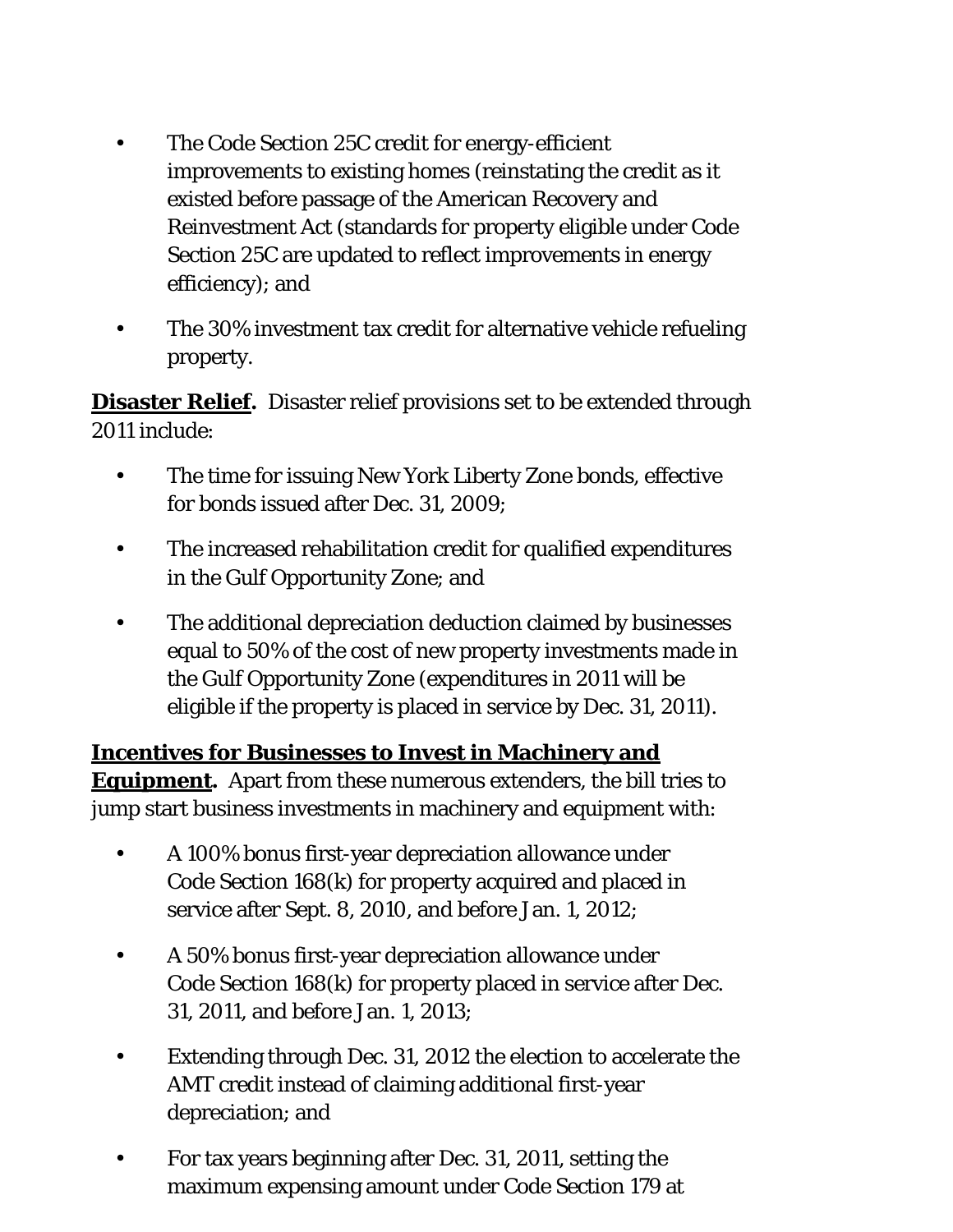- The Code Section 25C credit for energy-efficient improvements to existing homes (reinstating the credit as it existed before passage of the American Recovery and Reinvestment Act (standards for property eligible under Code Section 25C are updated to reflect improvements in energy efficiency); and

- The 30% investment tax credit for alternative vehicle refueling property.

**Disaster Relief.** Disaster relief provisions set to be extended through 2011 include:

- The time for issuing New York Liberty Zone bonds, effective for bonds issued after Dec. 31, 2009;

- The increased rehabilitation credit for qualified expenditures in the Gulf Opportunity Zone; and

- The additional depreciation deduction claimed by businesses equal to 50% of the cost of new property investments made in the Gulf Opportunity Zone (expenditures in 2011 will be eligible if the property is placed in service by Dec. 31, 2011).

**Incentives for Businesses to Invest in Machinery and Equipment.** Apart from these numerous extenders, the bill tries to jump start business investments in machinery and equipment with:

- A 100% bonus first-year depreciation allowance under Code Section 168(k) for property acquired and placed in service after Sept. 8, 2010, and before Jan. 1, 2012;

- A 50% bonus first-year depreciation allowance under Code Section 168(k) for property placed in service after Dec. 31, 2011, and before Jan. 1, 2013;

- Extending through Dec. 31, 2012 the election to accelerate the AMT credit instead of claiming additional first-year depreciation; and

- For tax years beginning after Dec. 31, 2011, setting the maximum expensing amount under Code Section 179 at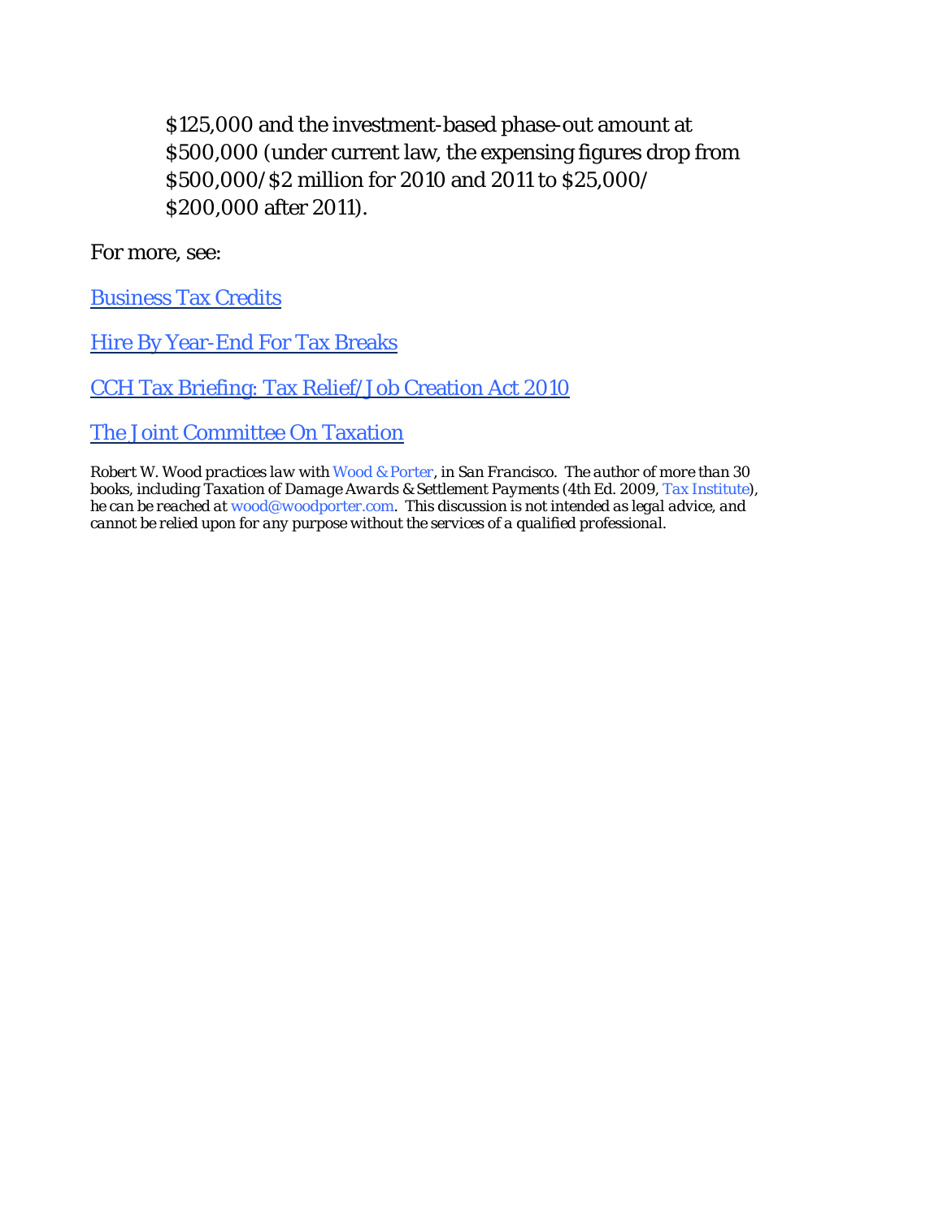$125,000 and the investment-based phase-out amount at $500,000 (under current law, the expensing figures drop from $500,000/$2 million for 2010 and 2011 to $25,000/ $200,000 after 2011).

For more, see:

Business Tax Credits

Hire By Year-End For Tax Breaks

CCH Tax Briefing: Tax Relief/Job Creation Act 2010

The Joint Committee On Taxation

*Robert W. Wood practices law with Wood & Porter, in San Francisco. The author of more than 30 books, including Taxation of Damage Awards & Settlement Payments (4th Ed. 2009, Tax Institute), he can be reached at wood@woodporter.com. This discussion is not intended as legal advice, and cannot be relied upon for any purpose without the services of a qualified professional.*